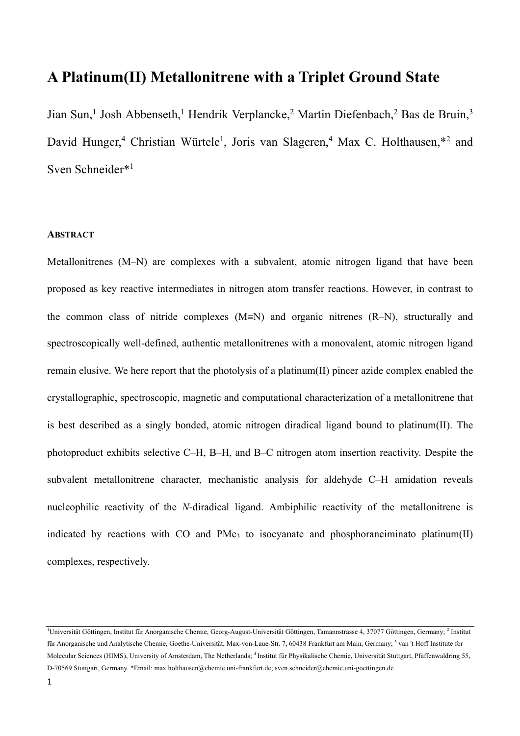# A Platinum(II) Metallonitrene with a Triplet Ground State

Jian Sun,[1] Josh Abbenseth,[1] Hendrik Verplancke,[2] Martin Diefenbach,[2] Bas de Bruin,[3] David Hunger,[4] Christian Würtele[1], Joris van Slageren,[4] Max C. Holthausen,*[2] and Sven Schneider*[1]

## ABSTRACT

Metallonitrenes (M–N) are complexes with a subvalent, atomic nitrogen ligand that have been proposed as key reactive intermediates in nitrogen atom transfer reactions. However, in contrast to the common class of nitride complexes (M≡N) and organic nitrenes (R–N), structurally and spectroscopically well-defined, authentic metallonitrenes with a monovalent, atomic nitrogen ligand remain elusive. We here report that the photolysis of a platinum(II) pincer azide complex enabled the crystallographic, spectroscopic, magnetic and computational characterization of a metallonitrene that is best described as a singly bonded, atomic nitrogen diradical ligand bound to platinum(II). The photoproduct exhibits selective C–H, B–H, and B–C nitrogen atom insertion reactivity. Despite the subvalent metallonitrene character, mechanistic analysis for aldehyde C–H amidation reveals nucleophilic reactivity of the *N*-diradical ligand. Ambiphilic reactivity of the metallonitrene is indicated by reactions with CO and $PMe_3$ to isocyanate and phosphoraneiminato platinum(II) complexes, respectively.

---

[1]Universität Göttingen, Institut für Anorganische Chemie, Georg-August-Universität Göttingen, Tamannstrasse 4, 37077 Göttingen, Germany; [2] Institut für Anorganische und Analytische Chemie, Goethe-Universität, Max-von-Laue-Str. 7, 60438 Frankfurt am Main, Germany; [3] van 't Hoff Institute for Molecular Sciences (HIMS), University of Amsterdam, The Netherlands; [4] Institut für Physikalische Chemie, Universität Stuttgart, Pfaffenwaldring 55, D-70569 Stuttgart, Germany. *Email: max.holthausen@chemie.uni-frankfurt.de; sven.schneider@chemie.uni-goettingen.de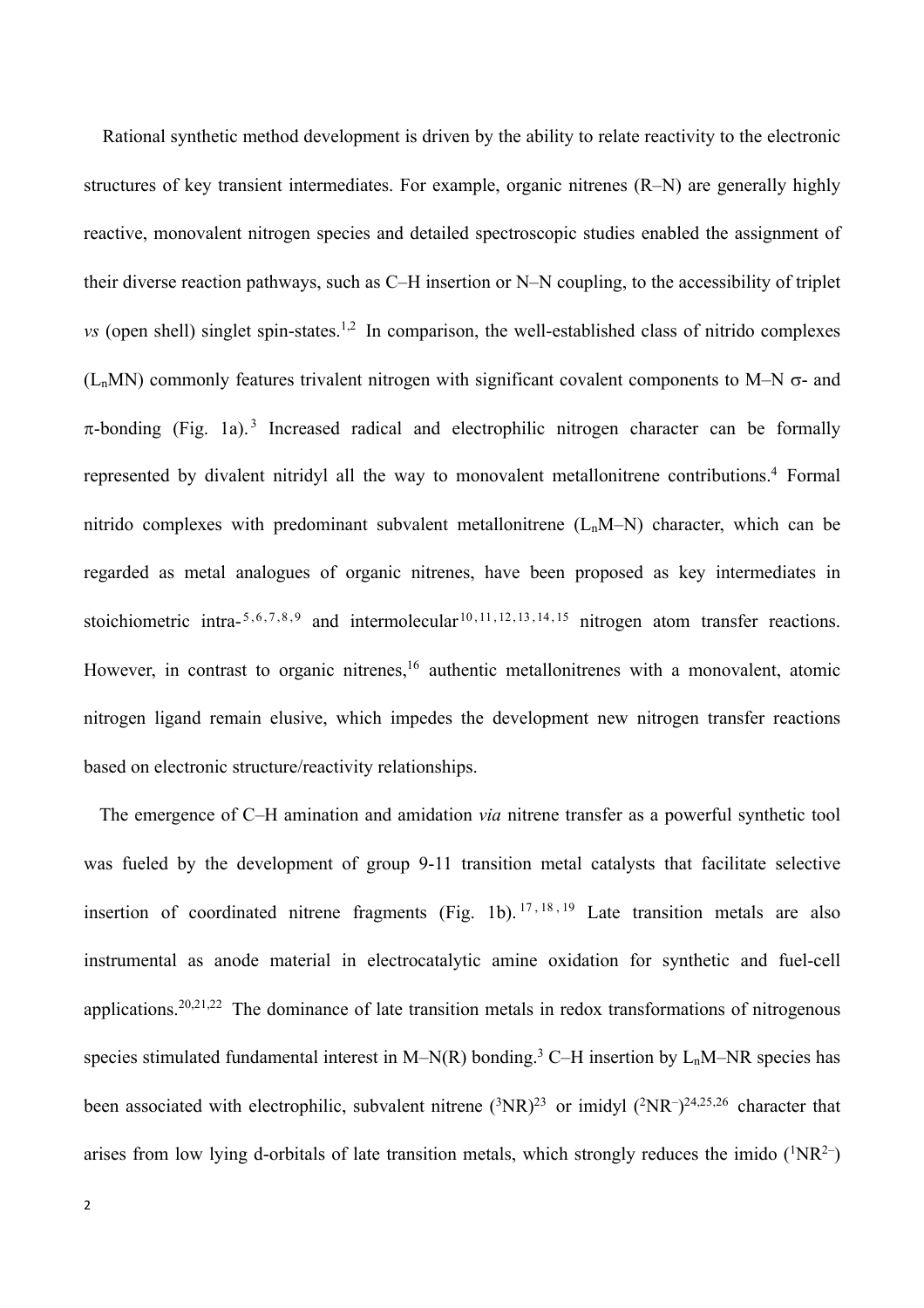Rational synthetic method development is driven by the ability to relate reactivity to the electronic structures of key transient intermediates. For example, organic nitrenes (R–N) are generally highly reactive, monovalent nitrogen species and detailed spectroscopic studies enabled the assignment of their diverse reaction pathways, such as C–H insertion or N–N coupling, to the accessibility of triplet *vs* (open shell) singlet spin-states.[1,2] In comparison, the well-established class of nitrido complexes ($L_nMN$) commonly features trivalent nitrogen with significant covalent components to M–N σ- and π-bonding (Fig. 1a).[3] Increased radical and electrophilic nitrogen character can be formally represented by divalent nitridyl all the way to monovalent metallonitrene contributions.[4] Formal nitrido complexes with predominant subvalent metallonitrene ($L_nM$–N) character, which can be regarded as metal analogues of organic nitrenes, have been proposed as key intermediates in stoichiometric intra-[5,6,7,8,9] and intermolecular[10,11,12,13,14,15] nitrogen atom transfer reactions. However, in contrast to organic nitrenes,[16] authentic metallonitrenes with a monovalent, atomic nitrogen ligand remain elusive, which impedes the development new nitrogen transfer reactions based on electronic structure/reactivity relationships.

The emergence of C–H amination and amidation *via* nitrene transfer as a powerful synthetic tool was fueled by the development of group 9-11 transition metal catalysts that facilitate selective insertion of coordinated nitrene fragments (Fig. 1b).[17,18,19] Late transition metals are also instrumental as anode material in electrocatalytic amine oxidation for synthetic and fuel-cell applications.[20,21,22] The dominance of late transition metals in redox transformations of nitrogenous species stimulated fundamental interest in M–N(R) bonding.[3] C–H insertion by $L_nM$–NR species has been associated with electrophilic, subvalent nitrene ($^3NR$)[23] or imidyl ($^2NR^-$)[24,25,26] character that arises from low lying d-orbitals of late transition metals, which strongly reduces the imido ($^1NR^{2-}$)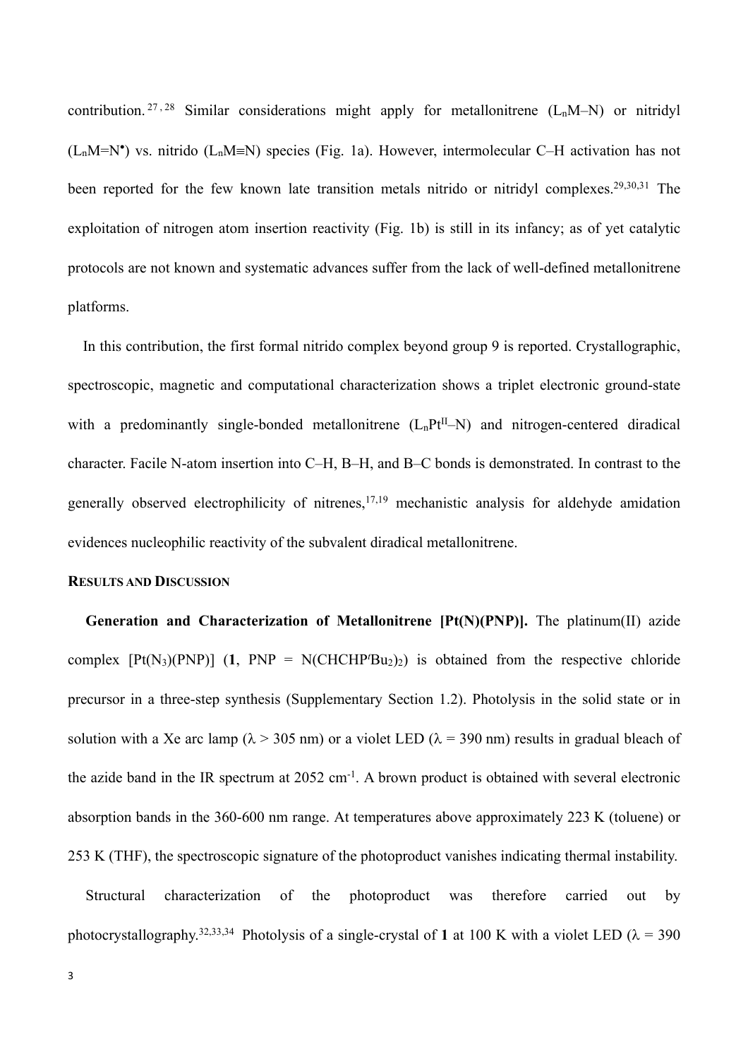contribution.[27,28] Similar considerations might apply for metallonitrene ($L_nM$–N) or nitridyl ($L_nM$=N$^{\bullet}$) vs. nitrido ($L_nM$≡N) species (Fig. 1a). However, intermolecular C–H activation has not been reported for the few known late transition metals nitrido or nitridyl complexes.[29,30,31] The exploitation of nitrogen atom insertion reactivity (Fig. 1b) is still in its infancy; as of yet catalytic protocols are not known and systematic advances suffer from the lack of well-defined metallonitrene platforms.

In this contribution, the first formal nitrido complex beyond group 9 is reported. Crystallographic, spectroscopic, magnetic and computational characterization shows a triplet electronic ground-state with a predominantly single-bonded metallonitrene ($L_nPt^{II}$–N) and nitrogen-centered diradical character. Facile N-atom insertion into C–H, B–H, and B–C bonds is demonstrated. In contrast to the generally observed electrophilicity of nitrenes,[17,19] mechanistic analysis for aldehyde amidation evidences nucleophilic reactivity of the subvalent diradical metallonitrene.

## Results and Discussion

**Generation and Characterization of Metallonitrene [Pt(N)(PNP)].** The platinum(II) azide complex $[Pt(N_3)(PNP)]$ (**1**, PNP = $N(CHCHP^tBu_2)_2$) is obtained from the respective chloride precursor in a three-step synthesis (Supplementary Section 1.2). Photolysis in the solid state or in solution with a Xe arc lamp (λ > 305 nm) or a violet LED (λ = 390 nm) results in gradual bleach of the azide band in the IR spectrum at 2052 cm$^{-1}$. A brown product is obtained with several electronic absorption bands in the 360-600 nm range. At temperatures above approximately 223 K (toluene) or 253 K (THF), the spectroscopic signature of the photoproduct vanishes indicating thermal instability.

Structural characterization of the photoproduct was therefore carried out by photocrystallography.[32,33,34] Photolysis of a single-crystal of **1** at 100 K with a violet LED (λ = 390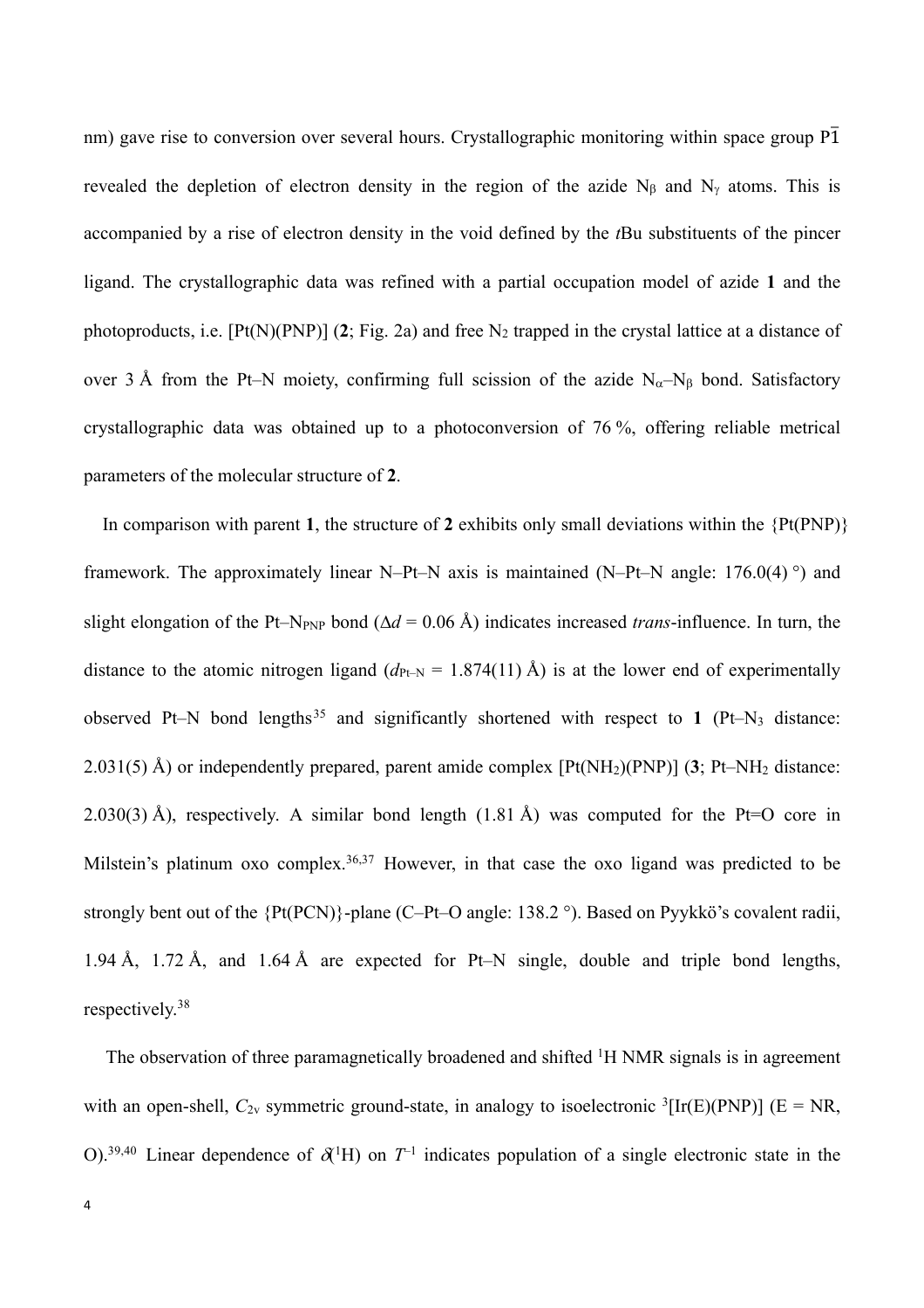nm) gave rise to conversion over several hours. Crystallographic monitoring within space group $P\bar{1}$ revealed the depletion of electron density in the region of the azide $N_\beta$ and $N_\gamma$ atoms. This is accompanied by a rise of electron density in the void defined by the *t*Bu substituents of the pincer ligand. The crystallographic data was refined with a partial occupation model of azide **1** and the photoproducts, i.e. [Pt(N)(PNP)] (**2**; Fig. 2a) and free $N_2$ trapped in the crystal lattice at a distance of over 3 Å from the Pt–N moiety, confirming full scission of the azide $N_\alpha$–$N_\beta$ bond. Satisfactory crystallographic data was obtained up to a photoconversion of 76 %, offering reliable metrical parameters of the molecular structure of **2**.

In comparison with parent **1**, the structure of **2** exhibits only small deviations within the {Pt(PNP)} framework. The approximately linear N–Pt–N axis is maintained (N–Pt–N angle: 176.0(4) °) and slight elongation of the Pt–$N_{PNP}$ bond ($\Delta d$ = 0.06 Å) indicates increased *trans*-influence. In turn, the distance to the atomic nitrogen ligand ($d_{Pt-N}$ = 1.874(11) Å) is at the lower end of experimentally observed Pt–N bond lengths[35] and significantly shortened with respect to **1** (Pt–$N_3$ distance: 2.031(5) Å) or independently prepared, parent amide complex [Pt($NH_2$)(PNP)] (**3**; Pt–$NH_2$ distance: 2.030(3) Å), respectively. A similar bond length (1.81 Å) was computed for the Pt=O core in Milstein's platinum oxo complex.[36,37] However, in that case the oxo ligand was predicted to be strongly bent out of the {Pt(PCN)}-plane (C–Pt–O angle: 138.2 °). Based on Pyykkö's covalent radii, 1.94 Å, 1.72 Å, and 1.64 Å are expected for Pt–N single, double and triple bond lengths, respectively.[38]

The observation of three paramagnetically broadened and shifted $^1$H NMR signals is in agreement with an open-shell, $C_{2v}$ symmetric ground-state, in analogy to isoelectronic $^3$[Ir(E)(PNP)] (E = NR, O).[39,40] Linear dependence of $\delta(^1H)$ on $T^{-1}$ indicates population of a single electronic state in the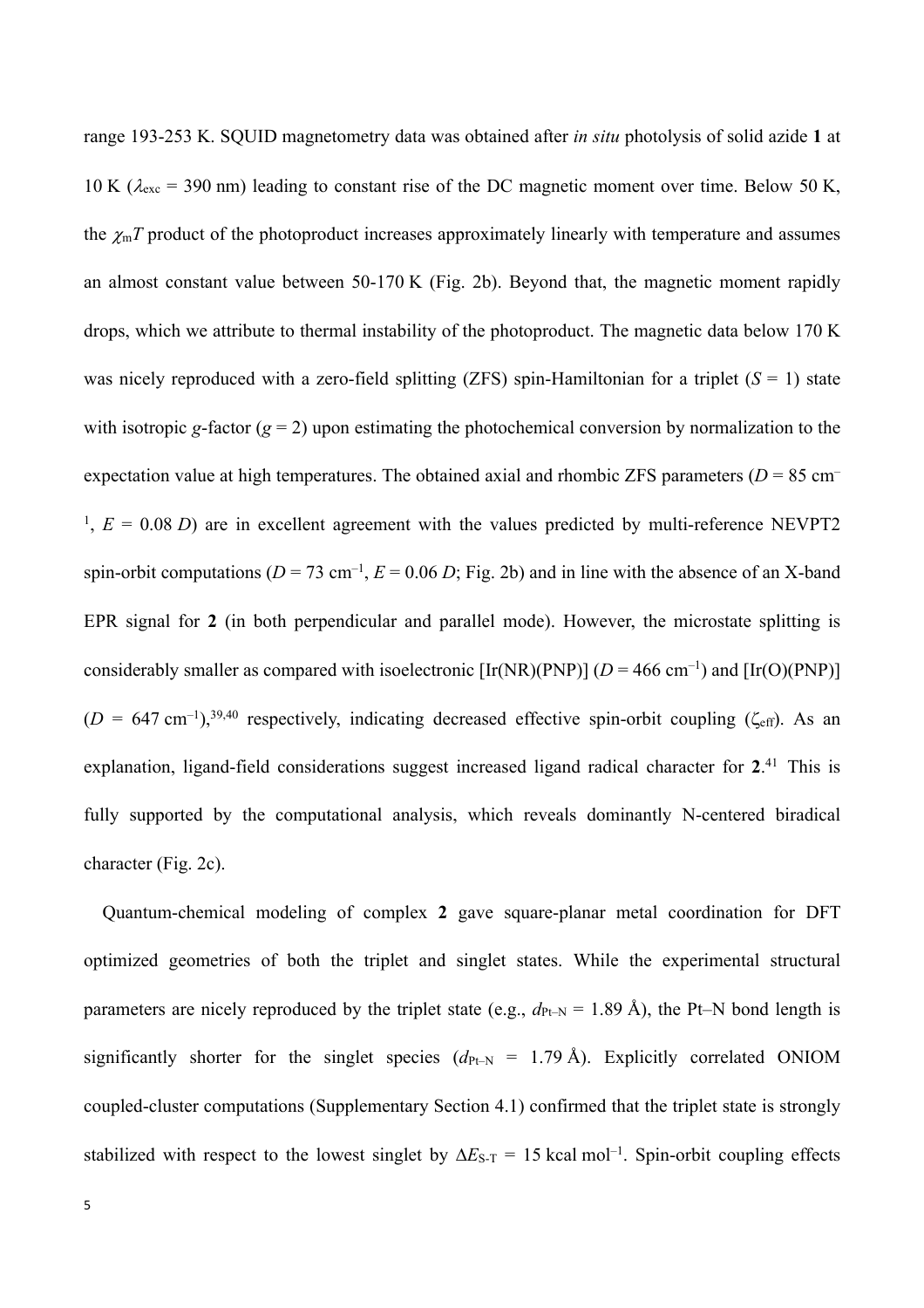range 193-253 K. SQUID magnetometry data was obtained after *in situ* photolysis of solid azide **1** at 10 K ($\lambda_{exc}$ = 390 nm) leading to constant rise of the DC magnetic moment over time. Below 50 K, the $\chi_m T$ product of the photoproduct increases approximately linearly with temperature and assumes an almost constant value between 50-170 K (Fig. 2b). Beyond that, the magnetic moment rapidly drops, which we attribute to thermal instability of the photoproduct. The magnetic data below 170 K was nicely reproduced with a zero-field splitting (ZFS) spin-Hamiltonian for a triplet ($S$ = 1) state with isotropic $g$-factor ($g$ = 2) upon estimating the photochemical conversion by normalization to the expectation value at high temperatures. The obtained axial and rhombic ZFS parameters ($D$ = 85 cm$^{-1}$, $E$ = 0.08 $D$) are in excellent agreement with the values predicted by multi-reference NEVPT2 spin-orbit computations ($D$ = 73 cm$^{-1}$, $E$ = 0.06 $D$; Fig. 2b) and in line with the absence of an X-band EPR signal for **2** (in both perpendicular and parallel mode). However, the microstate splitting is considerably smaller as compared with isoelectronic [Ir(NR)(PNP)] ($D$ = 466 cm$^{-1}$) and [Ir(O)(PNP)] ($D$ = 647 cm$^{-1}$),[39,40] respectively, indicating decreased effective spin-orbit coupling ($\zeta_{eff}$). As an explanation, ligand-field considerations suggest increased ligand radical character for **2**.[41] This is fully supported by the computational analysis, which reveals dominantly N-centered biradical character (Fig. 2c).

Quantum-chemical modeling of complex **2** gave square-planar metal coordination for DFT optimized geometries of both the triplet and singlet states. While the experimental structural parameters are nicely reproduced by the triplet state (e.g., $d_{Pt-N}$ = 1.89 Å), the Pt–N bond length is significantly shorter for the singlet species ($d_{Pt-N}$ = 1.79 Å). Explicitly correlated ONIOM coupled-cluster computations (Supplementary Section 4.1) confirmed that the triplet state is strongly stabilized with respect to the lowest singlet by $\Delta E_{S-T}$ = 15 kcal mol$^{-1}$. Spin-orbit coupling effects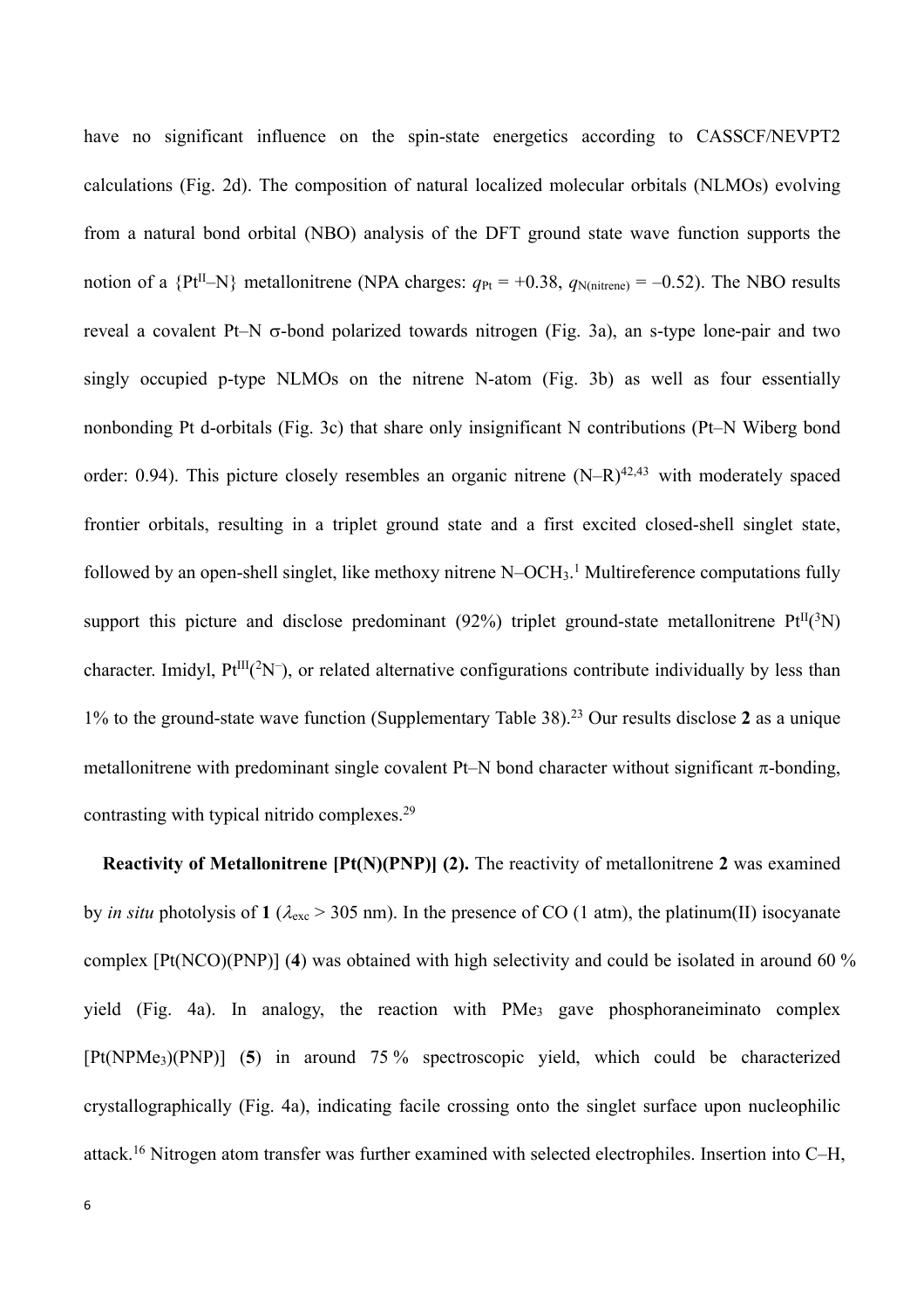have no significant influence on the spin-state energetics according to CASSCF/NEVPT2 calculations (Fig. 2d). The composition of natural localized molecular orbitals (NLMOs) evolving from a natural bond orbital (NBO) analysis of the DFT ground state wave function supports the notion of a {$Pt^{II}$–N} metallonitrene (NPA charges: $q_{Pt} = +0.38$, $q_{N(nitrene)} = -0.52$). The NBO results reveal a covalent Pt–N σ-bond polarized towards nitrogen (Fig. 3a), an s-type lone-pair and two singly occupied p-type NLMOs on the nitrene N-atom (Fig. 3b) as well as four essentially nonbonding Pt d-orbitals (Fig. 3c) that share only insignificant N contributions (Pt–N Wiberg bond order: 0.94). This picture closely resembles an organic nitrene (N–R)[42,43] with moderately spaced frontier orbitals, resulting in a triplet ground state and a first excited closed-shell singlet state, followed by an open-shell singlet, like methoxy nitrene N–$OCH_3$.[1] Multireference computations fully support this picture and disclose predominant (92%) triplet ground-state metallonitrene $Pt^{II}(^3N)$ character. Imidyl, $Pt^{III}(^2N^-)$, or related alternative configurations contribute individually by less than 1% to the ground-state wave function (Supplementary Table 38).[23] Our results disclose **2** as a unique metallonitrene with predominant single covalent Pt–N bond character without significant π-bonding, contrasting with typical nitrido complexes.[29]

**Reactivity of Metallonitrene [Pt(N)(PNP)] (2).** The reactivity of metallonitrene **2** was examined by *in situ* photolysis of **1** ($\lambda_{exc} > 305$ nm). In the presence of CO (1 atm), the platinum(II) isocyanate complex [Pt(NCO)(PNP)] (**4**) was obtained with high selectivity and could be isolated in around 60 % yield (Fig. 4a). In analogy, the reaction with $PMe_3$ gave phosphoraneiminato complex [Pt($NPMe_3$)(PNP)] (**5**) in around 75 % spectroscopic yield, which could be characterized crystallographically (Fig. 4a), indicating facile crossing onto the singlet surface upon nucleophilic attack.[16] Nitrogen atom transfer was further examined with selected electrophiles. Insertion into C–H,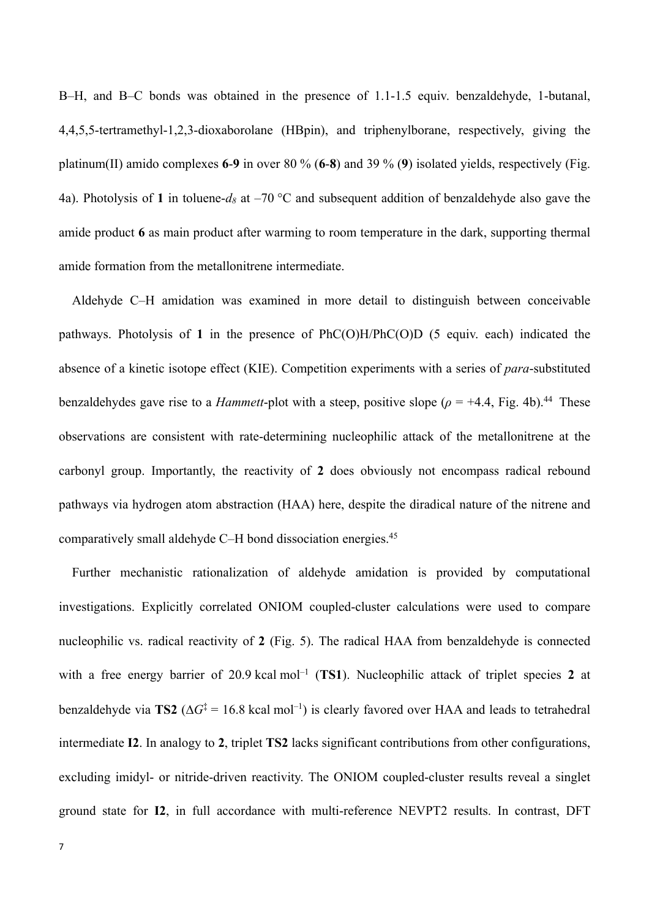B–H, and B–C bonds was obtained in the presence of 1.1-1.5 equiv. benzaldehyde, 1-butanal, 4,4,5,5-tertramethyl-1,2,3-dioxaborolane (HBpin), and triphenylborane, respectively, giving the platinum(II) amido complexes **6**-**9** in over 80 % (**6**-**8**) and 39 % (**9**) isolated yields, respectively (Fig. 4a). Photolysis of **1** in toluene-$d_8$ at –70 °C and subsequent addition of benzaldehyde also gave the amide product **6** as main product after warming to room temperature in the dark, supporting thermal amide formation from the metallonitrene intermediate.

Aldehyde C–H amidation was examined in more detail to distinguish between conceivable pathways. Photolysis of **1** in the presence of PhC(O)H/PhC(O)D (5 equiv. each) indicated the absence of a kinetic isotope effect (KIE). Competition experiments with a series of *para*-substituted benzaldehydes gave rise to a *Hammett*-plot with a steep, positive slope ($\rho$ = +4.4, Fig. 4b).[44] These observations are consistent with rate-determining nucleophilic attack of the metallonitrene at the carbonyl group. Importantly, the reactivity of **2** does obviously not encompass radical rebound pathways via hydrogen atom abstraction (HAA) here, despite the diradical nature of the nitrene and comparatively small aldehyde C–H bond dissociation energies.[45]

Further mechanistic rationalization of aldehyde amidation is provided by computational investigations. Explicitly correlated ONIOM coupled-cluster calculations were used to compare nucleophilic vs. radical reactivity of **2** (Fig. 5). The radical HAA from benzaldehyde is connected with a free energy barrier of 20.9 kcal mol$^{-1}$ (**TS1**). Nucleophilic attack of triplet species **2** at benzaldehyde via **TS2** ($\Delta G^{\ddagger}$ = 16.8 kcal mol$^{-1}$) is clearly favored over HAA and leads to tetrahedral intermediate **I2**. In analogy to **2**, triplet **TS2** lacks significant contributions from other configurations, excluding imidyl- or nitride-driven reactivity. The ONIOM coupled-cluster results reveal a singlet ground state for **I2**, in full accordance with multi-reference NEVPT2 results. In contrast, DFT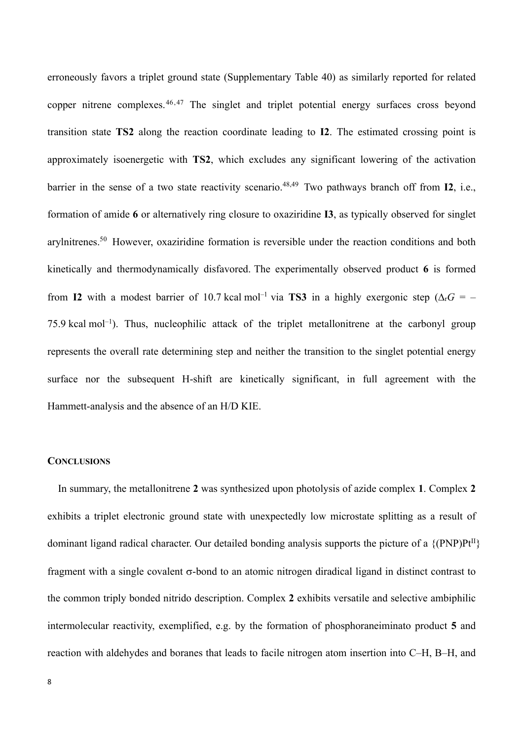erroneously favors a triplet ground state (Supplementary Table 40) as similarly reported for related copper nitrene complexes.[46,47] The singlet and triplet potential energy surfaces cross beyond transition state **TS2** along the reaction coordinate leading to **I2**. The estimated crossing point is approximately isoenergetic with **TS2**, which excludes any significant lowering of the activation barrier in the sense of a two state reactivity scenario.[48,49] Two pathways branch off from **I2**, i.e., formation of amide **6** or alternatively ring closure to oxaziridine **I3**, as typically observed for singlet arylnitrenes.[50] However, oxaziridine formation is reversible under the reaction conditions and both kinetically and thermodynamically disfavored. The experimentally observed product **6** is formed from **I2** with a modest barrier of 10.7 kcal mol$^{-1}$ via **TS3** in a highly exergonic step ($\Delta_r G$ = –75.9 kcal mol$^{-1}$). Thus, nucleophilic attack of the triplet metallonitrene at the carbonyl group represents the overall rate determining step and neither the transition to the singlet potential energy surface nor the subsequent H-shift are kinetically significant, in full agreement with the Hammett-analysis and the absence of an H/D KIE.

## CONCLUSIONS

In summary, the metallonitrene **2** was synthesized upon photolysis of azide complex **1**. Complex **2** exhibits a triplet electronic ground state with unexpectedly low microstate splitting as a result of dominant ligand radical character. Our detailed bonding analysis supports the picture of a {(PNP)Pt$^{II}$} fragment with a single covalent σ-bond to an atomic nitrogen diradical ligand in distinct contrast to the common triply bonded nitrido description. Complex **2** exhibits versatile and selective ambiphilic intermolecular reactivity, exemplified, e.g. by the formation of phosphoraneiminato product **5** and reaction with aldehydes and boranes that leads to facile nitrogen atom insertion into C–H, B–H, and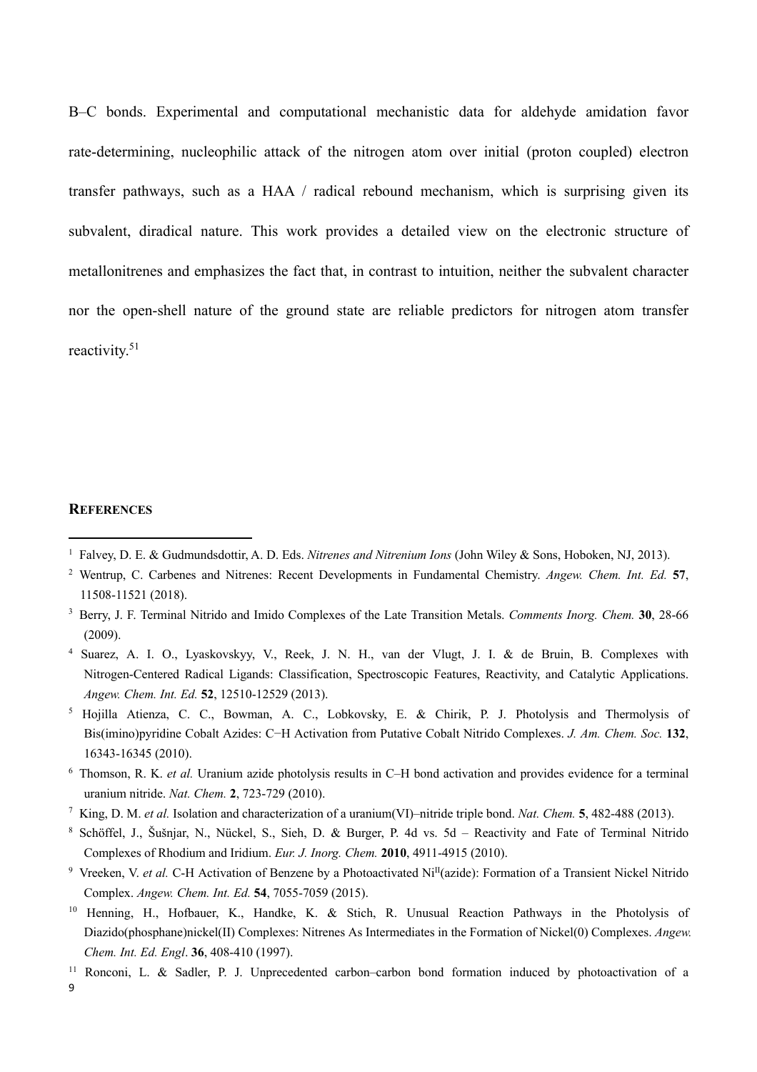B–C bonds. Experimental and computational mechanistic data for aldehyde amidation favor rate-determining, nucleophilic attack of the nitrogen atom over initial (proton coupled) electron transfer pathways, such as a HAA / radical rebound mechanism, which is surprising given its subvalent, diradical nature. This work provides a detailed view on the electronic structure of metallonitrenes and emphasizes the fact that, in contrast to intuition, neither the subvalent character nor the open-shell nature of the ground state are reliable predictors for nitrogen atom transfer reactivity.[51]

## REFERENCES

1. Falvey, D. E. & Gudmundsdottir, A. D. Eds. *Nitrenes and Nitrenium Ions* (John Wiley & Sons, Hoboken, NJ, 2013).
2. Wentrup, C. Carbenes and Nitrenes: Recent Developments in Fundamental Chemistry. *Angew. Chem. Int. Ed.* **57**, 11508-11521 (2018).
3. Berry, J. F. Terminal Nitrido and Imido Complexes of the Late Transition Metals. *Comments Inorg. Chem.* **30**, 28-66 (2009).
4. Suarez, A. I. O., Lyaskovskyy, V., Reek, J. N. H., van der Vlugt, J. I. & de Bruin, B. Complexes with Nitrogen-Centered Radical Ligands: Classification, Spectroscopic Features, Reactivity, and Catalytic Applications. *Angew. Chem. Int. Ed.* **52**, 12510-12529 (2013).
5. Hojilla Atienza, C. C., Bowman, A. C., Lobkovsky, E. & Chirik, P. J. Photolysis and Thermolysis of Bis(imino)pyridine Cobalt Azides: C−H Activation from Putative Cobalt Nitrido Complexes. *J. Am. Chem. Soc.* **132**, 16343-16345 (2010).
6. Thomson, R. K. *et al.* Uranium azide photolysis results in C–H bond activation and provides evidence for a terminal uranium nitride. *Nat. Chem.* **2**, 723-729 (2010).
7. King, D. M. *et al.* Isolation and characterization of a uranium(VI)–nitride triple bond. *Nat. Chem.* **5**, 482-488 (2013).
8. Schöffel, J., Šušnjar, N., Nückel, S., Sieh, D. & Burger, P. 4d vs. 5d – Reactivity and Fate of Terminal Nitrido Complexes of Rhodium and Iridium. *Eur. J. Inorg. Chem.* **2010**, 4911-4915 (2010).
9. Vreeken, V. *et al.* C-H Activation of Benzene by a Photoactivated $Ni^{II}$(azide): Formation of a Transient Nickel Nitrido Complex. *Angew. Chem. Int. Ed.* **54**, 7055-7059 (2015).
10. Henning, H., Hofbauer, K., Handke, K. & Stich, R. Unusual Reaction Pathways in the Photolysis of Diazido(phosphane)nickel(II) Complexes: Nitrenes As Intermediates in the Formation of Nickel(0) Complexes. *Angew. Chem. Int. Ed. Engl*. **36**, 408-410 (1997).
11. Ronconi, L. & Sadler, P. J. Unprecedented carbon–carbon bond formation induced by photoactivation of a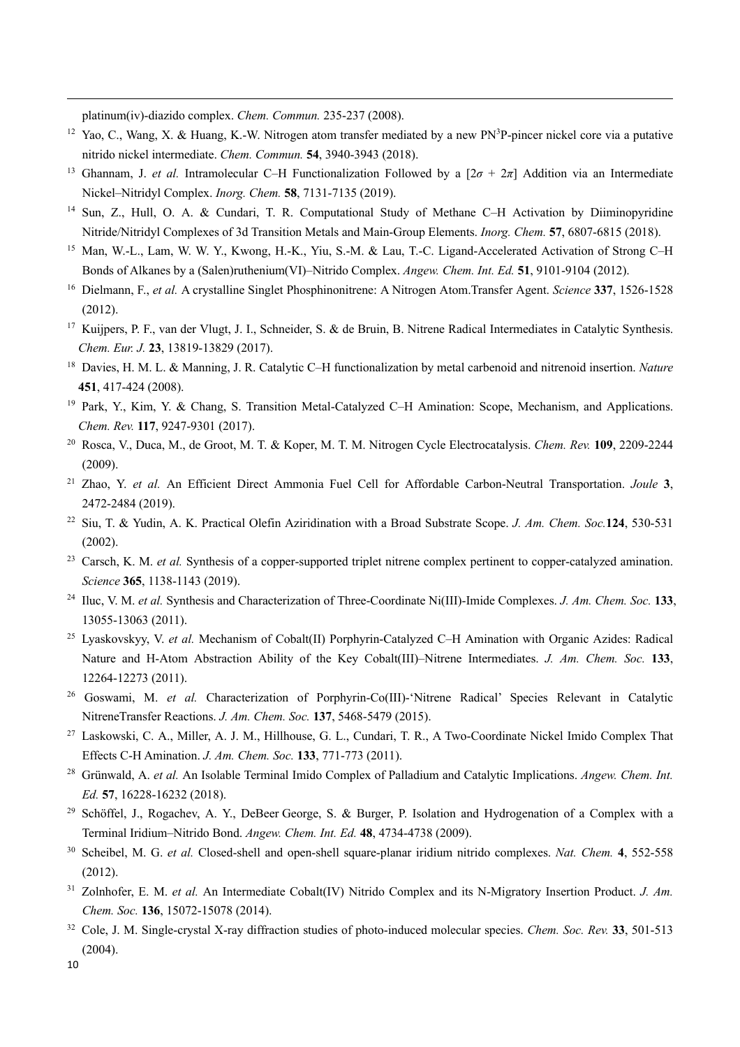platinum(iv)-diazido complex. *Chem. Commun.* 235-237 (2008).

[12] Yao, C., Wang, X. & Huang, K.-W. Nitrogen atom transfer mediated by a new PN$^3$P-pincer nickel core via a putative nitrido nickel intermediate. *Chem. Commun.* **54**, 3940-3943 (2018).

[13] Ghannam, J. *et al.* Intramolecular C–H Functionalization Followed by a [$2\sigma$ + $2\pi$] Addition via an Intermediate Nickel–Nitridyl Complex. *Inorg. Chem.* **58**, 7131-7135 (2019).

[14] Sun, Z., Hull, O. A. & Cundari, T. R. Computational Study of Methane C–H Activation by Diiminopyridine Nitride/Nitridyl Complexes of 3d Transition Metals and Main-Group Elements. *Inorg. Chem.* **57**, 6807-6815 (2018).

[15] Man, W.-L., Lam, W. W. Y., Kwong, H.-K., Yiu, S.-M. & Lau, T.-C. Ligand-Accelerated Activation of Strong C–H Bonds of Alkanes by a (Salen)ruthenium(VI)–Nitrido Complex. *Angew. Chem. Int. Ed.* **51**, 9101-9104 (2012).

[16] Dielmann, F., *et al.* A crystalline Singlet Phosphinonitrene: A Nitrogen Atom.Transfer Agent. *Science* **337**, 1526-1528 (2012).

[17] Kuijpers, P. F., van der Vlugt, J. I., Schneider, S. & de Bruin, B. Nitrene Radical Intermediates in Catalytic Synthesis. *Chem. Eur. J.* **23**, 13819-13829 (2017).

[18] Davies, H. M. L. & Manning, J. R. Catalytic C–H functionalization by metal carbenoid and nitrenoid insertion. *Nature* **451**, 417-424 (2008).

[19] Park, Y., Kim, Y. & Chang, S. Transition Metal-Catalyzed C–H Amination: Scope, Mechanism, and Applications. *Chem. Rev.* **117**, 9247-9301 (2017).

[20] Rosca, V., Duca, M., de Groot, M. T. & Koper, M. T. M. Nitrogen Cycle Electrocatalysis. *Chem. Rev.* **109**, 2209-2244 (2009).

[21] Zhao, Y. *et al.* An Efficient Direct Ammonia Fuel Cell for Affordable Carbon-Neutral Transportation. *Joule* **3**, 2472-2484 (2019).

[22] Siu, T. & Yudin, A. K. Practical Olefin Aziridination with a Broad Substrate Scope. *J. Am. Chem. Soc.* **124**, 530-531 (2002).

[23] Carsch, K. M. *et al.* Synthesis of a copper-supported triplet nitrene complex pertinent to copper-catalyzed amination. *Science* **365**, 1138-1143 (2019).

[24] Iluc, V. M. *et al.* Synthesis and Characterization of Three-Coordinate Ni(III)-Imide Complexes. *J. Am. Chem. Soc.* **133**, 13055-13063 (2011).

[25] Lyaskovskyy, V. *et al.* Mechanism of Cobalt(II) Porphyrin-Catalyzed C–H Amination with Organic Azides: Radical Nature and H-Atom Abstraction Ability of the Key Cobalt(III)–Nitrene Intermediates. *J. Am. Chem. Soc.* **133**, 12264-12273 (2011).

[26] Goswami, M. *et al.* Characterization of Porphyrin-Co(III)-'Nitrene Radical' Species Relevant in Catalytic NitreneTransfer Reactions. *J. Am. Chem. Soc.* **137**, 5468-5479 (2015).

[27] Laskowski, C. A., Miller, A. J. M., Hillhouse, G. L., Cundari, T. R., A Two-Coordinate Nickel Imido Complex That Effects C-H Amination. *J. Am. Chem. Soc.* **133**, 771-773 (2011).

[28] Grünwald, A. *et al.* An Isolable Terminal Imido Complex of Palladium and Catalytic Implications. *Angew. Chem. Int. Ed.* **57**, 16228-16232 (2018).

[29] Schöffel, J., Rogachev, A. Y., DeBeer George, S. & Burger, P. Isolation and Hydrogenation of a Complex with a Terminal Iridium–Nitrido Bond. *Angew. Chem. Int. Ed.* **48**, 4734-4738 (2009).

[30] Scheibel, M. G. *et al.* Closed-shell and open-shell square-planar iridium nitrido complexes. *Nat. Chem.* **4**, 552-558 (2012).

[31] Zolnhofer, E. M. *et al.* An Intermediate Cobalt(IV) Nitrido Complex and its N-Migratory Insertion Product. *J. Am. Chem. Soc.* **136**, 15072-15078 (2014).

[32] Cole, J. M. Single-crystal X-ray diffraction studies of photo-induced molecular species. *Chem. Soc. Rev.* **33**, 501-513 (2004).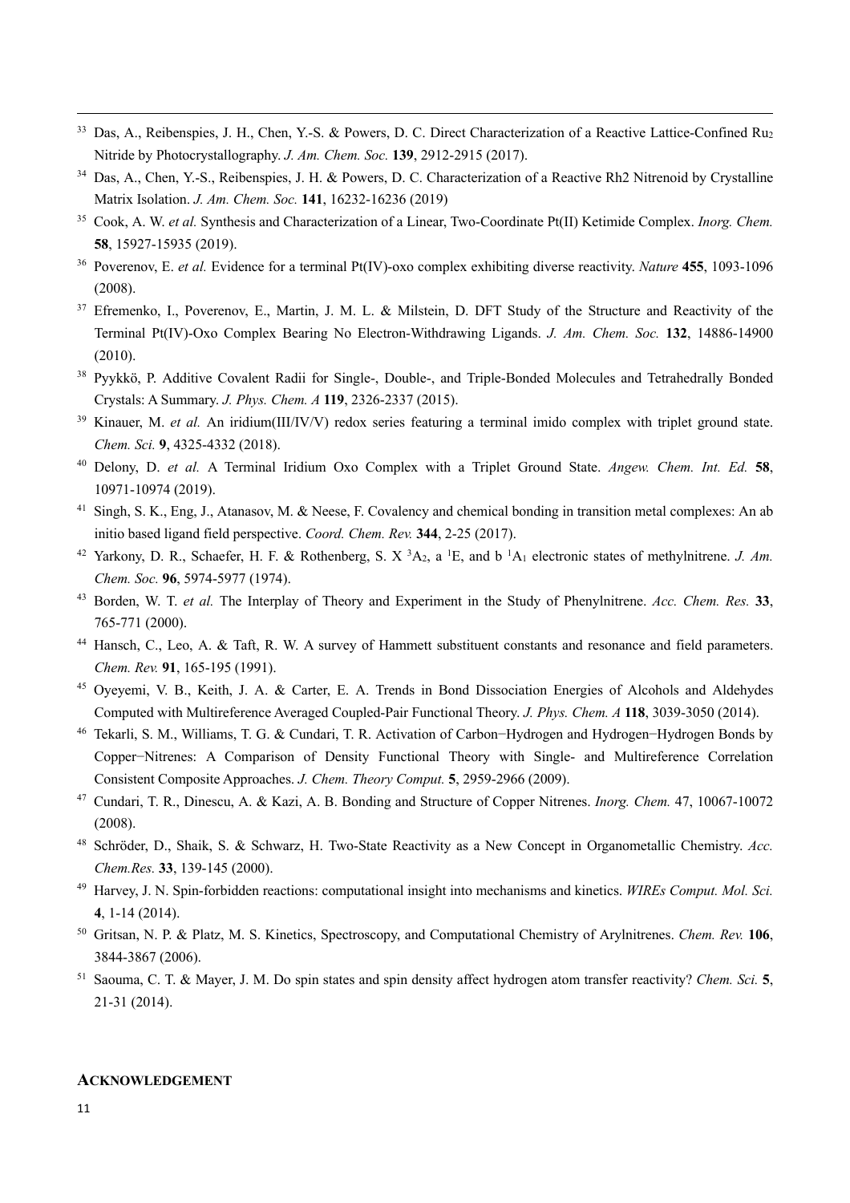33. Das, A., Reibenspies, J. H., Chen, Y.-S. & Powers, D. C. Direct Characterization of a Reactive Lattice-Confined $Ru_2$ Nitride by Photocrystallography. *J. Am. Chem. Soc.* **139**, 2912-2915 (2017).
34. Das, A., Chen, Y.-S., Reibenspies, J. H. & Powers, D. C. Characterization of a Reactive Rh2 Nitrenoid by Crystalline Matrix Isolation. *J. Am. Chem. Soc.* **141**, 16232-16236 (2019)
35. Cook, A. W. *et al.* Synthesis and Characterization of a Linear, Two-Coordinate Pt(II) Ketimide Complex. *Inorg. Chem.* **58**, 15927-15935 (2019).
36. Poverenov, E. *et al.* Evidence for a terminal Pt(IV)-oxo complex exhibiting diverse reactivity. *Nature* **455**, 1093-1096 (2008).
37. Efremenko, I., Poverenov, E., Martin, J. M. L. & Milstein, D. DFT Study of the Structure and Reactivity of the Terminal Pt(IV)-Oxo Complex Bearing No Electron-Withdrawing Ligands. *J. Am. Chem. Soc.* **132**, 14886-14900 (2010).
38. Pyykkö, P. Additive Covalent Radii for Single-, Double-, and Triple-Bonded Molecules and Tetrahedrally Bonded Crystals: A Summary. *J. Phys. Chem. A* **119**, 2326-2337 (2015).
39. Kinauer, M. *et al.* An iridium(III/IV/V) redox series featuring a terminal imido complex with triplet ground state. *Chem. Sci.* **9**, 4325-4332 (2018).
40. Delony, D. *et al.* A Terminal Iridium Oxo Complex with a Triplet Ground State. *Angew. Chem. Int. Ed.* **58**, 10971-10974 (2019).
41. Singh, S. K., Eng, J., Atanasov, M. & Neese, F. Covalency and chemical bonding in transition metal complexes: An ab initio based ligand field perspective. *Coord. Chem. Rev.* **344**, 2-25 (2017).
42. Yarkony, D. R., Schaefer, H. F. & Rothenberg, S. X $^3A_2$, a $^1E$, and b $^1A_1$ electronic states of methylnitrene. *J. Am. Chem. Soc.* **96**, 5974-5977 (1974).
43. Borden, W. T. *et al.* The Interplay of Theory and Experiment in the Study of Phenylnitrene. *Acc. Chem. Res.* **33**, 765-771 (2000).
44. Hansch, C., Leo, A. & Taft, R. W. A survey of Hammett substituent constants and resonance and field parameters. *Chem. Rev.* **91**, 165-195 (1991).
45. Oyeyemi, V. B., Keith, J. A. & Carter, E. A. Trends in Bond Dissociation Energies of Alcohols and Aldehydes Computed with Multireference Averaged Coupled-Pair Functional Theory. *J. Phys. Chem. A* **118**, 3039-3050 (2014).
46. Tekarli, S. M., Williams, T. G. & Cundari, T. R. Activation of Carbon−Hydrogen and Hydrogen−Hydrogen Bonds by Copper−Nitrenes: A Comparison of Density Functional Theory with Single- and Multireference Correlation Consistent Composite Approaches. *J. Chem. Theory Comput.* **5**, 2959-2966 (2009).
47. Cundari, T. R., Dinescu, A. & Kazi, A. B. Bonding and Structure of Copper Nitrenes. *Inorg. Chem.* 47, 10067-10072 (2008).
48. Schröder, D., Shaik, S. & Schwarz, H. Two-State Reactivity as a New Concept in Organometallic Chemistry. *Acc. Chem.Res.* **33**, 139-145 (2000).
49. Harvey, J. N. Spin-forbidden reactions: computational insight into mechanisms and kinetics. *WIREs Comput. Mol. Sci.* **4**, 1-14 (2014).
50. Gritsan, N. P. & Platz, M. S. Kinetics, Spectroscopy, and Computational Chemistry of Arylnitrenes. *Chem. Rev.* **106**, 3844-3867 (2006).
51. Saouma, C. T. & Mayer, J. M. Do spin states and spin density affect hydrogen atom transfer reactivity? *Chem. Sci.* **5**, 21-31 (2014).

## ACKNOWLEDGEMENT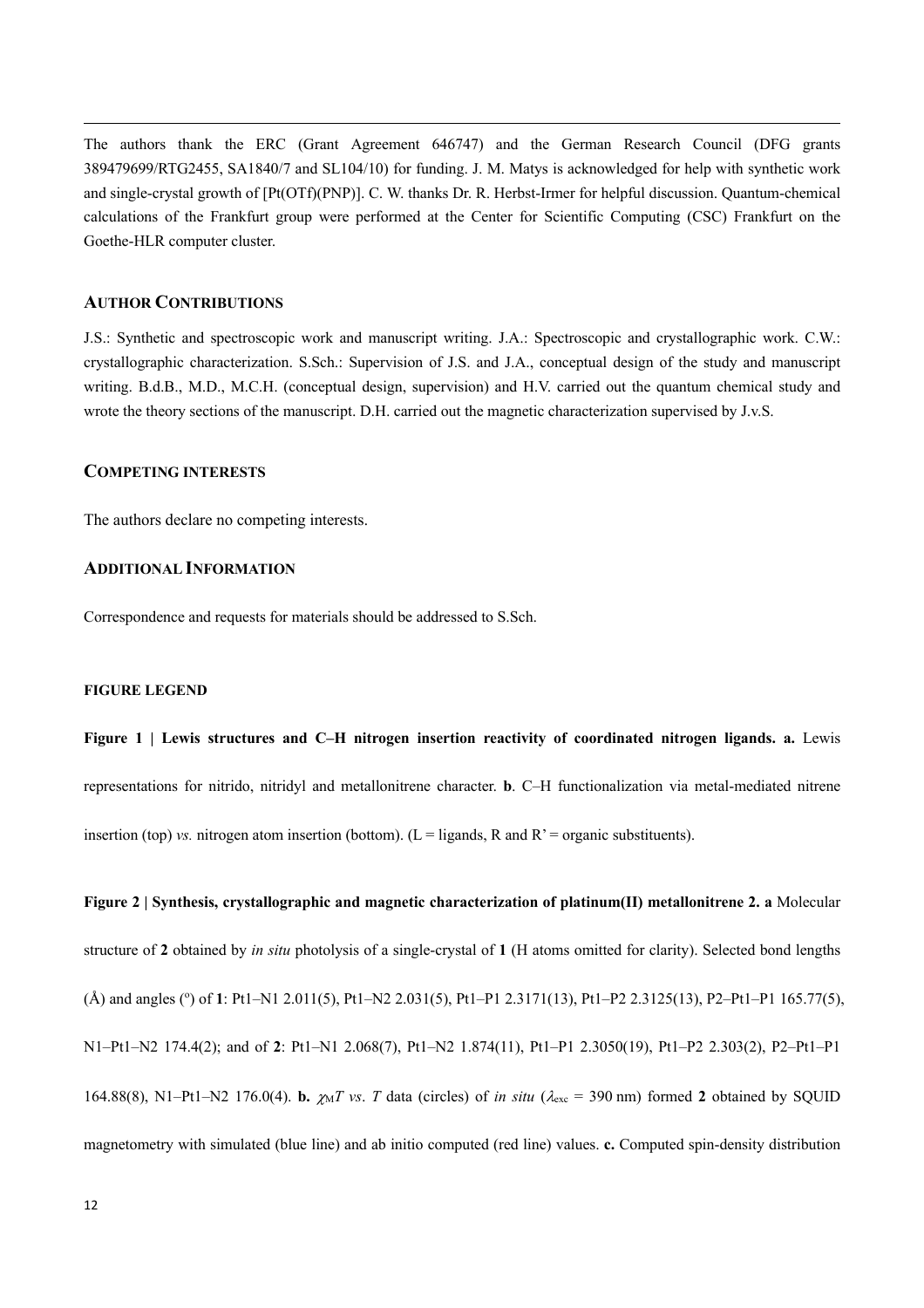The authors thank the ERC (Grant Agreement 646747) and the German Research Council (DFG grants 389479699/RTG2455, SA1840/7 and SL104/10) for funding. J. M. Matys is acknowledged for help with synthetic work and single-crystal growth of [Pt(OTf)(PNP)]. C. W. thanks Dr. R. Herbst-Irmer for helpful discussion. Quantum-chemical calculations of the Frankfurt group were performed at the Center for Scientific Computing (CSC) Frankfurt on the Goethe-HLR computer cluster.

## AUTHOR CONTRIBUTIONS

J.S.: Synthetic and spectroscopic work and manuscript writing. J.A.: Spectroscopic and crystallographic work. C.W.: crystallographic characterization. S.Sch.: Supervision of J.S. and J.A., conceptual design of the study and manuscript writing. B.d.B., M.D., M.C.H. (conceptual design, supervision) and H.V. carried out the quantum chemical study and wrote the theory sections of the manuscript. D.H. carried out the magnetic characterization supervised by J.v.S.

## COMPETING INTERESTS

The authors declare no competing interests.

## ADDITIONAL INFORMATION

Correspondence and requests for materials should be addressed to S.Sch.

### FIGURE LEGEND

**Figure 1 | Lewis structures and C–H nitrogen insertion reactivity of coordinated nitrogen ligands. a.** Lewis representations for nitrido, nitridyl and metallonitrene character. **b**. C–H functionalization via metal-mediated nitrene insertion (top) *vs.* nitrogen atom insertion (bottom). (L = ligands, R and R' = organic substituents).

**Figure 2 | Synthesis, crystallographic and magnetic characterization of platinum(II) metallonitrene 2. a** Molecular structure of **2** obtained by *in situ* photolysis of a single-crystal of **1** (H atoms omitted for clarity). Selected bond lengths (Å) and angles (°) of **1**: Pt1–N1 2.011(5), Pt1–N2 2.031(5), Pt1–P1 2.3171(13), Pt1–P2 2.3125(13), P2–Pt1–P1 165.77(5), N1–Pt1–N2 174.4(2); and of **2**: Pt1–N1 2.068(7), Pt1–N2 1.874(11), Pt1–P1 2.3050(19), Pt1–P2 2.303(2), P2–Pt1–P1 164.88(8), N1–Pt1–N2 176.0(4). **b.** $\chi_M T$ *vs*. *T* data (circles) of *in situ* ($\lambda_{exc}$ = 390 nm) formed **2** obtained by SQUID magnetometry with simulated (blue line) and ab initio computed (red line) values. **c.** Computed spin-density distribution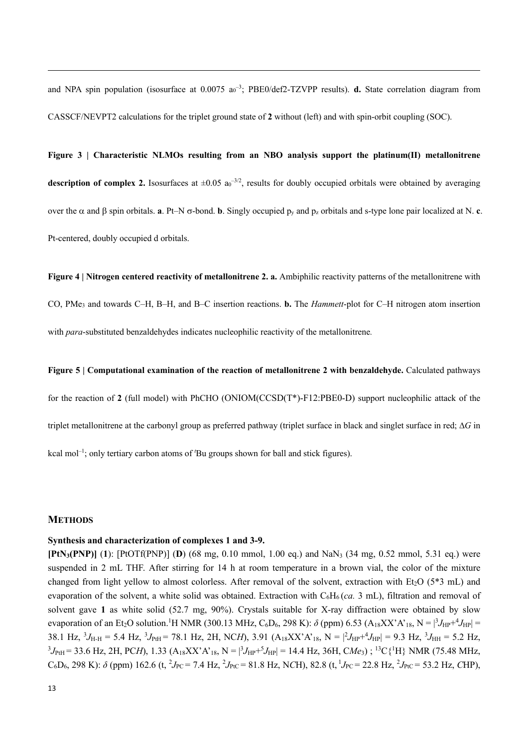and NPA spin population (isosurface at 0.0075 $a_0^{-3}$; PBE0/def2-TZVPP results). **d.** State correlation diagram from CASSCF/NEVPT2 calculations for the triplet ground state of **2** without (left) and with spin-orbit coupling (SOC).

**Figure 3 | Characteristic NLMOs resulting from an NBO analysis support the platinum(II) metallonitrene description of complex 2.** Isosurfaces at ±0.05 $a_0^{-3/2}$, results for doubly occupied orbitals were obtained by averaging over the α and β spin orbitals. **a**. Pt–N σ-bond. **b**. Singly occupied $p_y$ and $p_z$ orbitals and s-type lone pair localized at N. **c**. Pt-centered, doubly occupied d orbitals.

**Figure 4 | Nitrogen centered reactivity of metallonitrene 2. a.** Ambiphilic reactivity patterns of the metallonitrene with CO, $PMe_3$ and towards C–H, B–H, and B–C insertion reactions. **b.** The *Hammett*-plot for C–H nitrogen atom insertion with *para*-substituted benzaldehydes indicates nucleophilic reactivity of the metallonitrene.

**Figure 5 | Computational examination of the reaction of metallonitrene 2 with benzaldehyde.** Calculated pathways for the reaction of **2** (full model) with PhCHO (ONIOM(CCSD(T*)-F12:PBE0-D) support nucleophilic attack of the triplet metallonitrene at the carbonyl group as preferred pathway (triplet surface in black and singlet surface in red; Δ*G* in kcal $mol^{-1}$; only tertiary carbon atoms of *ᵗ*Bu groups shown for ball and stick figures).

## METHODS

### Synthesis and characterization of complexes 1 and 3-9.

**[PtN$_3$(PNP)]** (**1**): [PtOTf(PNP)] (**D**) (68 mg, 0.10 mmol, 1.00 eq.) and $NaN_3$ (34 mg, 0.52 mmol, 5.31 eq.) were suspended in 2 mL THF. After stirring for 14 h at room temperature in a brown vial, the color of the mixture changed from light yellow to almost colorless. After removal of the solvent, extraction with $Et_2O$ (5*3 mL) and evaporation of the solvent, a white solid was obtained. Extraction with $C_6H_6$ (*ca.* 3 mL), filtration and removal of solvent gave **1** as white solid (52.7 mg, 90%). Crystals suitable for X-ray diffraction were obtained by slow evaporation of an $Et_2O$ solution. $^1$H NMR (300.13 MHz, $C_6D_6$, 298 K): *δ* (ppm) 6.53 ($A_{18}XX'A'_{18}$, N = $|^3J_{HP}+^4J_{HP}|$ = 38.1 Hz, $^3J_{H\text{-}H}$ = 5.4 Hz, $^3J_{PtH}$ = 78.1 Hz, 2H, NC*H*), 3.91 ($A_{18}XX'A'_{18}$, N = $|^2J_{HP}+^4J_{HP}|$ = 9.3 Hz, $^3J_{HH}$ = 5.2 Hz, $^3J_{PtH}$ = 33.6 Hz, 2H, PC*H*), 1.33 ($A_{18}XX'A'_{18}$, N = $|^3J_{HP}+^5J_{HP}|$ = 14.4 Hz, 36H, C*Me*$_3$) ; $^{13}$C{$^1$H} NMR (75.48 MHz, $C_6D_6$, 298 K): *δ* (ppm) 162.6 (t, $^2J_{PC}$ = 7.4 Hz, $^2J_{PtC}$ = 81.8 Hz, N*C*H), 82.8 (t, $^1J_{PC}$ = 22.8 Hz, $^2J_{PtC}$ = 53.2 Hz, *C*HP),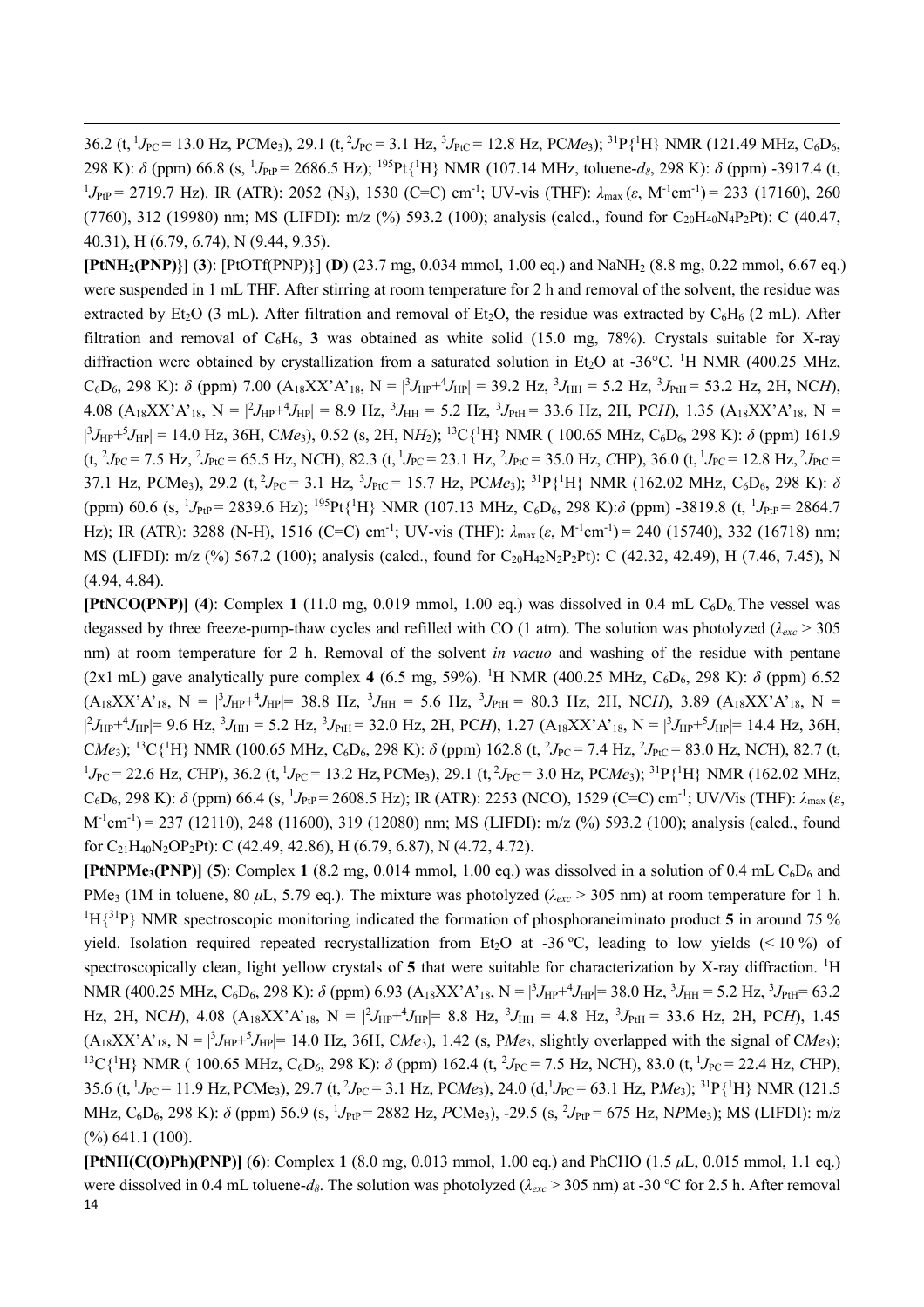36.2 (t, $^{1}J_{PC}$ = 13.0 Hz, P$C$Me$_3$), 29.1 (t, $^{2}J_{PC}$ = 3.1 Hz, $^{3}J_{PtC}$ = 12.8 Hz, PC$Me_3$); $^{31}$P{$^{1}$H} NMR (121.49 MHz, $C_6D_6$, 298 K): $\delta$ (ppm) 66.8 (s, $^{1}J_{PtP}$ = 2686.5 Hz); $^{195}$Pt{$^{1}$H} NMR (107.14 MHz, toluene-$d_8$, 298 K): $\delta$ (ppm) -3917.4 (t, $^{1}J_{PtP}$ = 2719.7 Hz). IR (ATR): 2052 ($N_3$), 1530 (C=C) cm$^{-1}$; UV-vis (THF): $\lambda_{max}$ ($\varepsilon$, M$^{-1}$cm$^{-1}$) = 233 (17160), 260 (7760), 312 (19980) nm; MS (LIFDI): m/z (%) 593.2 (100); analysis (calcd., found for $C_{20}H_{40}N_4P_2Pt$): C (40.47, 40.31), H (6.79, 6.74), N (9.44, 9.35).

**[PtNH$_2$(PNP)}] (3)**: [PtOTf(PNP)}] (**D**) (23.7 mg, 0.034 mmol, 1.00 eq.) and $NaNH_2$ (8.8 mg, 0.22 mmol, 6.67 eq.) were suspended in 1 mL THF. After stirring at room temperature for 2 h and removal of the solvent, the residue was extracted by $Et_2O$ (3 mL). After filtration and removal of $Et_2O$, the residue was extracted by $C_6H_6$ (2 mL). After filtration and removal of $C_6H_6$, **3** was obtained as white solid (15.0 mg, 78%). Crystals suitable for X-ray diffraction were obtained by crystallization from a saturated solution in $Et_2O$ at -36°C. $^{1}$H NMR (400.25 MHz, $C_6D_6$, 298 K): $\delta$ (ppm) 7.00 (A$_{18}$XX'A'$_{18}$, N = |$^{3}J_{HP}$+$^{4}J_{HP}$| = 39.2 Hz, $^{3}J_{HH}$ = 5.2 Hz, $^{3}J_{PtH}$ = 53.2 Hz, 2H, NC$H$), 4.08 (A$_{18}$XX'A'$_{18}$, N = |$^{2}J_{HP}$+$^{4}J_{HP}$| = 8.9 Hz, $^{3}J_{HH}$ = 5.2 Hz, $^{3}J_{PtH}$ = 33.6 Hz, 2H, PC$H$), 1.35 (A$_{18}$XX'A'$_{18}$, N = |$^{3}J_{HP}$+$^{5}J_{HP}$| = 14.0 Hz, 36H, C$Me_3$), 0.52 (s, 2H, N$H_2$); $^{13}$C{$^{1}$H} NMR ( 100.65 MHz, $C_6D_6$, 298 K): $\delta$ (ppm) 161.9 (t, $^{2}J_{PC}$ = 7.5 Hz, $^{2}J_{PtC}$ = 65.5 Hz, N$C$H), 82.3 (t, $^{1}J_{PC}$ = 23.1 Hz, $^{2}J_{PtC}$ = 35.0 Hz, $C$HP), 36.0 (t, $^{1}J_{PC}$ = 12.8 Hz, $^{2}J_{PtC}$ = 37.1 Hz, P$C$Me$_3$), 29.2 (t, $^{2}J_{PC}$ = 3.1 Hz, $^{3}J_{PtC}$ = 15.7 Hz, PC$Me_3$); $^{31}$P{$^{1}$H} NMR (162.02 MHz, $C_6D_6$, 298 K): $\delta$ (ppm) 60.6 (s, $^{1}J_{PtP}$ = 2839.6 Hz); $^{195}$Pt{$^{1}$H} NMR (107.13 MHz, $C_6D_6$, 298 K): $\delta$ (ppm) -3819.8 (t, $^{1}J_{PtP}$ = 2864.7 Hz); IR (ATR): 3288 (N-H), 1516 (C=C) cm$^{-1}$; UV-vis (THF): $\lambda_{max}$ ($\varepsilon$, M$^{-1}$cm$^{-1}$) = 240 (15740), 332 (16718) nm; MS (LIFDI): m/z (%) 567.2 (100); analysis (calcd., found for $C_{20}H_{42}N_2P_2Pt$): C (42.32, 42.49), H (7.46, 7.45), N (4.94, 4.84).

**[PtNCO(PNP)] (4)**: Complex **1** (11.0 mg, 0.019 mmol, 1.00 eq.) was dissolved in 0.4 mL $C_6D_6$. The vessel was degassed by three freeze-pump-thaw cycles and refilled with CO (1 atm). The solution was photolyzed ($\lambda_{exc}$ > 305 nm) at room temperature for 2 h. Removal of the solvent *in vacuo* and washing of the residue with pentane (2x1 mL) gave analytically pure complex **4** (6.5 mg, 59%). $^{1}$H NMR (400.25 MHz, $C_6D_6$, 298 K): $\delta$ (ppm) 6.52 (A$_{18}$XX'A'$_{18}$, N = |$^{3}J_{HP}$+$^{4}J_{HP}$|= 38.8 Hz, $^{3}J_{HH}$ = 5.6 Hz, $^{3}J_{PtH}$ = 80.3 Hz, 2H, NC$H$), 3.89 (A$_{18}$XX'A'$_{18}$, N = |$^{2}J_{HP}$+$^{4}J_{HP}$|= 9.6 Hz, $^{3}J_{HH}$ = 5.2 Hz, $^{3}J_{PtH}$ = 32.0 Hz, 2H, PC$H$), 1.27 (A$_{18}$XX'A'$_{18}$, N = |$^{3}J_{HP}$+$^{5}J_{HP}$|= 14.4 Hz, 36H, C$Me_3$); $^{13}$C{$^{1}$H} NMR (100.65 MHz, $C_6D_6$, 298 K): $\delta$ (ppm) 162.8 (t, $^{2}J_{PC}$ = 7.4 Hz, $^{2}J_{PtC}$ = 83.0 Hz, N$C$H), 82.7 (t, $^{1}J_{PC}$ = 22.6 Hz, $C$HP), 36.2 (t, $^{1}J_{PC}$ = 13.2 Hz, P$C$Me$_3$), 29.1 (t, $^{2}J_{PC}$ = 3.0 Hz, PC$Me_3$); $^{31}$P{$^{1}$H} NMR (162.02 MHz, $C_6D_6$, 298 K): $\delta$ (ppm) 66.4 (s, $^{1}J_{PtP}$ = 2608.5 Hz); IR (ATR): 2253 (NCO), 1529 (C=C) cm$^{-1}$; UV/Vis (THF): $\lambda_{max}$ ($\varepsilon$, M$^{-1}$cm$^{-1}$) = 237 (12110), 248 (11600), 319 (12080) nm; MS (LIFDI): m/z (%) 593.2 (100); analysis (calcd., found for $C_{21}H_{40}N_2OP_2Pt$): C (42.49, 42.86), H (6.79, 6.87), N (4.72, 4.72).

**[PtNPMe$_3$(PNP)] (5)**: Complex **1** (8.2 mg, 0.014 mmol, 1.00 eq.) was dissolved in a solution of 0.4 mL $C_6D_6$ and $PMe_3$ (1M in toluene, 80 $\mu$L, 5.79 eq.). The mixture was photolyzed ($\lambda_{exc}$ > 305 nm) at room temperature for 1 h. $^{1}$H{$^{31}$P} NMR spectroscopic monitoring indicated the formation of phosphoraneiminato product **5** in around 75 % yield. Isolation required repeated recrystallization from $Et_2O$ at -36 ºC, leading to low yields (< 10 %) of spectroscopically clean, light yellow crystals of **5** that were suitable for characterization by X-ray diffraction. $^{1}$H NMR (400.25 MHz, $C_6D_6$, 298 K): $\delta$ (ppm) 6.93 (A$_{18}$XX'A'$_{18}$, N = |$^{3}J_{HP}$+$^{4}J_{HP}$|= 38.0 Hz, $^{3}J_{HH}$ = 5.2 Hz, $^{3}J_{PtH}$= 63.2 Hz, 2H, NC$H$), 4.08 (A$_{18}$XX'A'$_{18}$, N = |$^{2}J_{HP}$+$^{4}J_{HP}$|= 8.8 Hz, $^{3}J_{HH}$ = 4.8 Hz, $^{3}J_{PtH}$ = 33.6 Hz, 2H, PC$H$), 1.45 (A$_{18}$XX'A'$_{18}$, N = |$^{3}J_{HP}$+$^{5}J_{HP}$|= 14.0 Hz, 36H, C$Me_3$), 1.42 (s, P$Me_3$, slightly overlapped with the signal of C$Me_3$); $^{13}$C{$^{1}$H} NMR ( 100.65 MHz, $C_6D_6$, 298 K): $\delta$ (ppm) 162.4 (t, $^{2}J_{PC}$ = 7.5 Hz, N$C$H), 83.0 (t, $^{1}J_{PC}$ = 22.4 Hz, $C$HP), 35.6 (t, $^{1}J_{PC}$ = 11.9 Hz, P$C$Me$_3$), 29.7 (t, $^{2}J_{PC}$ = 3.1 Hz, PC$Me_3$), 24.0 (d, $^{1}J_{PC}$ = 63.1 Hz, P$Me_3$); $^{31}$P{$^{1}$H} NMR (121.5 MHz, $C_6D_6$, 298 K): $\delta$ (ppm) 56.9 (s, $^{1}J_{PtP}$ = 2882 Hz, $P$CMe$_3$), -29.5 (s, $^{2}J_{PtP}$ = 675 Hz, N$P$Me$_3$); MS (LIFDI): m/z (%) 641.1 (100).

**[PtNH(C(O)Ph)(PNP)] (6)**: Complex **1** (8.0 mg, 0.013 mmol, 1.00 eq.) and PhCHO (1.5 $\mu$L, 0.015 mmol, 1.1 eq.) were dissolved in 0.4 mL toluene-$d_8$. The solution was photolyzed ($\lambda_{exc}$ > 305 nm) at -30 ºC for 2.5 h. After removal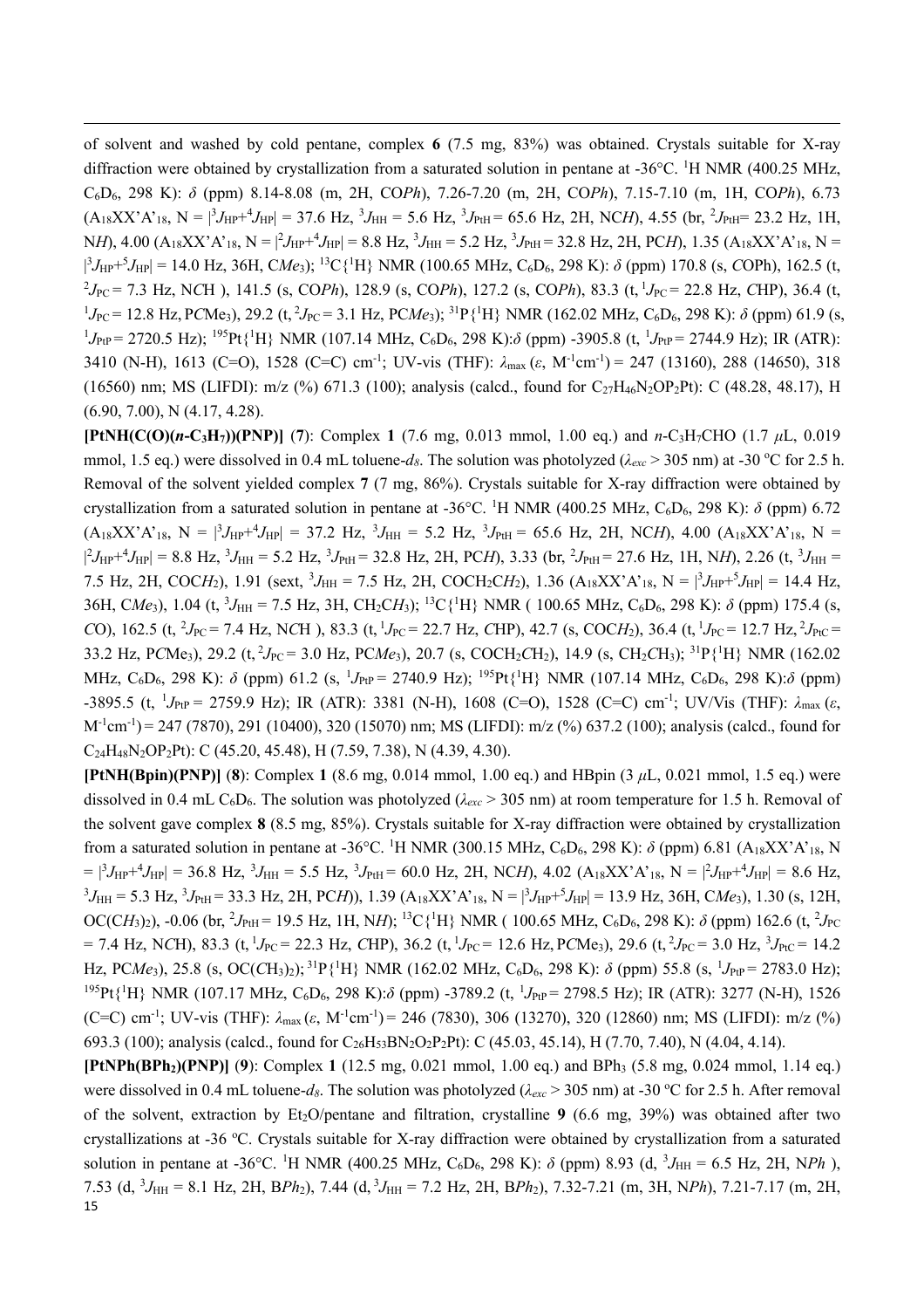of solvent and washed by cold pentane, complex **6** (7.5 mg, 83%) was obtained. Crystals suitable for X-ray diffraction were obtained by crystallization from a saturated solution in pentane at -36°C. $^{1}$H NMR (400.25 MHz, $C_6D_6$, 298 K): $\delta$ (ppm) 8.14-8.08 (m, 2H, CO*Ph*), 7.26-7.20 (m, 2H, CO*Ph*), 7.15-7.10 (m, 1H, CO*Ph*), 6.73 ($A_{18}XX'A'_{18}$, N = $|^{3}J_{HP}+^{4}J_{HP}|$ = 37.6 Hz, $^{3}J_{HH}$ = 5.6 Hz, $^{3}J_{PtH}$ = 65.6 Hz, 2H, NC*H*), 4.55 (br, $^{2}J_{PtH}$= 23.2 Hz, 1H, N*H*), 4.00 ($A_{18}XX'A'_{18}$, N = $|^{2}J_{HP}+^{4}J_{HP}|$ = 8.8 Hz, $^{3}J_{HH}$ = 5.2 Hz, $^{3}J_{PtH}$ = 32.8 Hz, 2H, PC*H*), 1.35 ($A_{18}XX'A'_{18}$, N = $|^{3}J_{HP}+^{5}J_{HP}|$ = 14.0 Hz, 36H, C*Me*$_3$); $^{13}$C{$^{1}$H} NMR (100.65 MHz, $C_6D_6$, 298 K): $\delta$ (ppm) 170.8 (s, *C*OPh), 162.5 (t, $^{2}J_{PC}$ = 7.3 Hz, N*C*H ), 141.5 (s, CO*Ph*), 128.9 (s, CO*Ph*), 127.2 (s, CO*Ph*), 83.3 (t, $^{1}J_{PC}$ = 22.8 Hz, *C*HP), 36.4 (t, $^{1}J_{PC}$ = 12.8 Hz, P*C*Me$_3$), 29.2 (t, $^{2}J_{PC}$ = 3.1 Hz, PC*Me*$_3$); $^{31}$P{$^{1}$H} NMR (162.02 MHz, $C_6D_6$, 298 K): $\delta$ (ppm) 61.9 (s, $^{1}J_{PtP}$ = 2720.5 Hz); $^{195}$Pt{$^{1}$H} NMR (107.14 MHz, $C_6D_6$, 298 K):$\delta$ (ppm) -3905.8 (t, $^{1}J_{PtP}$ = 2744.9 Hz); IR (ATR): 3410 (N-H), 1613 (C=O), 1528 (C=C) cm$^{-1}$; UV-vis (THF): $\lambda_{max}$ ($\varepsilon$, M$^{-1}$cm$^{-1}$) = 247 (13160), 288 (14650), 318 (16560) nm; MS (LIFDI): m/z (%) 671.3 (100); analysis (calcd., found for $C_{27}H_{46}N_2OP_2Pt$): C (48.28, 48.17), H (6.90, 7.00), N (4.17, 4.28).

**[PtNH(C(O)(*n*-C$_3$H$_7$))(PNP)]** (**7**): Complex **1** (7.6 mg, 0.013 mmol, 1.00 eq.) and *n*-$C_3H_7$CHO (1.7 $\mu$L, 0.019 mmol, 1.5 eq.) were dissolved in 0.4 mL toluene-*d*$_8$. The solution was photolyzed ($\lambda_{exc}$ > 305 nm) at -30 °C for 2.5 h. Removal of the solvent yielded complex **7** (7 mg, 86%). Crystals suitable for X-ray diffraction were obtained by crystallization from a saturated solution in pentane at -36°C. $^{1}$H NMR (400.25 MHz, $C_6D_6$, 298 K): $\delta$ (ppm) 6.72 ($A_{18}XX'A'_{18}$, N = $|^{3}J_{HP}+^{4}J_{HP}|$ = 37.2 Hz, $^{3}J_{HH}$ = 5.2 Hz, $^{3}J_{PtH}$ = 65.6 Hz, 2H, NC*H*), 4.00 ($A_{18}XX'A'_{18}$, N = $|^{2}J_{HP}+^{4}J_{HP}|$ = 8.8 Hz, $^{3}J_{HH}$ = 5.2 Hz, $^{3}J_{PtH}$ = 32.8 Hz, 2H, PC*H*), 3.33 (br, $^{2}J_{PtH}$ = 27.6 Hz, 1H, N*H*), 2.26 (t, $^{3}J_{HH}$ = 7.5 Hz, 2H, COC*H*$_2$), 1.91 (sext, $^{3}J_{HH}$ = 7.5 Hz, 2H, COCH$_2$C*H*$_2$), 1.36 ($A_{18}XX'A'_{18}$, N = $|^{3}J_{HP}+^{5}J_{HP}|$ = 14.4 Hz, 36H, C*Me*$_3$), 1.04 (t, $^{3}J_{HH}$ = 7.5 Hz, 3H, CH$_2$C*H*$_3$); $^{13}$C{$^{1}$H} NMR ( 100.65 MHz, $C_6D_6$, 298 K): $\delta$ (ppm) 175.4 (s, *C*O), 162.5 (t, $^{2}J_{PC}$ = 7.4 Hz, N*C*H ), 83.3 (t, $^{1}J_{PC}$ = 22.7 Hz, *C*HP), 42.7 (s, CO*C*H$_2$), 36.4 (t, $^{1}J_{PC}$ = 12.7 Hz, $^{2}J_{PtC}$ = 33.2 Hz, P*C*Me$_3$), 29.2 (t, $^{2}J_{PC}$ = 3.0 Hz, PC*Me*$_3$), 20.7 (s, COCH$_2$*C*H$_2$), 14.9 (s, CH$_2$*C*H$_3$); $^{31}$P{$^{1}$H} NMR (162.02 MHz, $C_6D_6$, 298 K): $\delta$ (ppm) 61.2 (s, $^{1}J_{PtP}$ = 2740.9 Hz); $^{195}$Pt{$^{1}$H} NMR (107.14 MHz, $C_6D_6$, 298 K):$\delta$ (ppm) -3895.5 (t, $^{1}J_{PtP}$ = 2759.9 Hz); IR (ATR): 3381 (N-H), 1608 (C=O), 1528 (C=C) cm$^{-1}$; UV/Vis (THF): $\lambda_{max}$ ($\varepsilon$, M$^{-1}$cm$^{-1}$) = 247 (7870), 291 (10400), 320 (15070) nm; MS (LIFDI): m/z (%) 637.2 (100); analysis (calcd., found for $C_{24}H_{48}N_2OP_2Pt$): C (45.20, 45.48), H (7.59, 7.38), N (4.39, 4.30).

**[PtNH(Bpin)(PNP)]** (**8**): Complex **1** (8.6 mg, 0.014 mmol, 1.00 eq.) and HBpin (3 $\mu$L, 0.021 mmol, 1.5 eq.) were dissolved in 0.4 mL $C_6D_6$. The solution was photolyzed ($\lambda_{exc}$ > 305 nm) at room temperature for 1.5 h. Removal of the solvent gave complex **8** (8.5 mg, 85%). Crystals suitable for X-ray diffraction were obtained by crystallization from a saturated solution in pentane at -36°C. $^{1}$H NMR (300.15 MHz, $C_6D_6$, 298 K): $\delta$ (ppm) 6.81 ($A_{18}XX'A'_{18}$, N = $|^{3}J_{HP}+^{4}J_{HP}|$ = 36.8 Hz, $^{3}J_{HH}$ = 5.5 Hz, $^{3}J_{PtH}$ = 60.0 Hz, 2H, NC*H*), 4.02 ($A_{18}XX'A'_{18}$, N = $|^{2}J_{HP}+^{4}J_{HP}|$ = 8.6 Hz, $^{3}J_{HH}$ = 5.3 Hz, $^{3}J_{PtH}$ = 33.3 Hz, 2H, PC*H*)), 1.39 ($A_{18}XX'A'_{18}$, N = $|^{3}J_{HP}+^{5}J_{HP}|$ = 13.9 Hz, 36H, C*Me*$_3$), 1.30 (s, 12H, OC(C*H*$_3$)$_2$), -0.06 (br, $^{2}J_{PtH}$ = 19.5 Hz, 1H, N*H*); $^{13}$C{$^{1}$H} NMR ( 100.65 MHz, $C_6D_6$, 298 K): $\delta$ (ppm) 162.6 (t, $^{2}J_{PC}$ = 7.4 Hz, N*C*H), 83.3 (t, $^{1}J_{PC}$ = 22.3 Hz, *C*HP), 36.2 (t, $^{1}J_{PC}$ = 12.6 Hz, P*C*Me$_3$), 29.6 (t, $^{2}J_{PC}$ = 3.0 Hz, $^{3}J_{PtC}$ = 14.2 Hz, PC*Me*$_3$), 25.8 (s, OC(*C*H$_3$)$_2$); $^{31}$P{$^{1}$H} NMR (162.02 MHz, $C_6D_6$, 298 K): $\delta$ (ppm) 55.8 (s, $^{1}J_{PtP}$ = 2783.0 Hz); $^{195}$Pt{$^{1}$H} NMR (107.17 MHz, $C_6D_6$, 298 K):$\delta$ (ppm) -3789.2 (t, $^{1}J_{PtP}$ = 2798.5 Hz); IR (ATR): 3277 (N-H), 1526 (C=C) cm$^{-1}$; UV-vis (THF): $\lambda_{max}$ ($\varepsilon$, M$^{-1}$cm$^{-1}$) = 246 (7830), 306 (13270), 320 (12860) nm; MS (LIFDI): m/z (%) 693.3 (100); analysis (calcd., found for $C_{26}H_{53}BN_2O_2P_2Pt$): C (45.03, 45.14), H (7.70, 7.40), N (4.04, 4.14).

**[PtNPh(BPh$_2$)(PNP)]** (**9**): Complex **1** (12.5 mg, 0.021 mmol, 1.00 eq.) and BPh$_3$ (5.8 mg, 0.024 mmol, 1.14 eq.) were dissolved in 0.4 mL toluene-*d*$_8$. The solution was photolyzed ($\lambda_{exc}$ > 305 nm) at -30 °C for 2.5 h. After removal of the solvent, extraction by Et$_2$O/pentane and filtration, crystalline **9** (6.6 mg, 39%) was obtained after two crystallizations at -36 °C. Crystals suitable for X-ray diffraction were obtained by crystallization from a saturated solution in pentane at -36°C. $^{1}$H NMR (400.25 MHz, $C_6D_6$, 298 K): $\delta$ (ppm) 8.93 (d, $^{3}J_{HH}$ = 6.5 Hz, 2H, N*Ph* ), 7.53 (d, $^{3}J_{HH}$ = 8.1 Hz, 2H, B*Ph*$_2$), 7.44 (d, $^{3}J_{HH}$ = 7.2 Hz, 2H, B*Ph*$_2$), 7.32-7.21 (m, 3H, N*Ph*), 7.21-7.17 (m, 2H,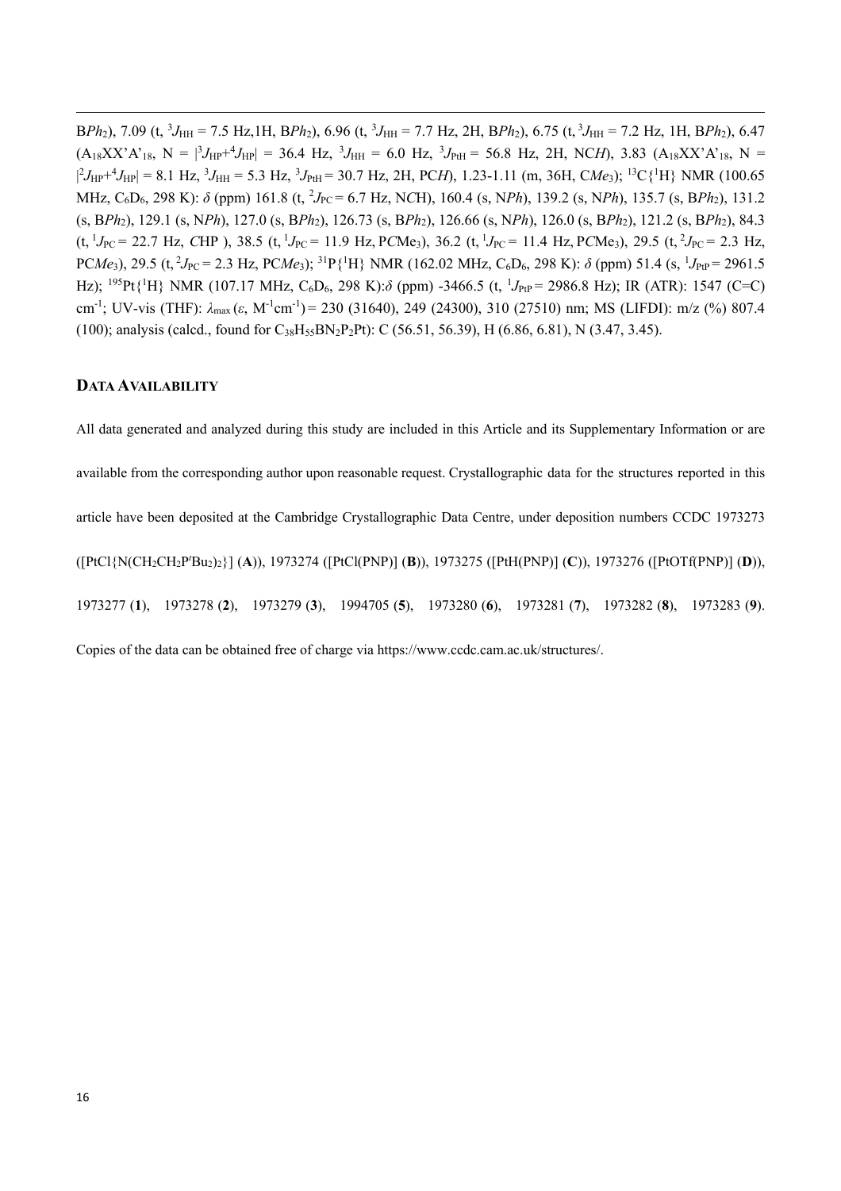B*Ph*$_2$), 7.09 (t, $^3J_{HH}$ = 7.5 Hz,1H, B*Ph*$_2$), 6.96 (t, $^3J_{HH}$ = 7.7 Hz, 2H, B*Ph*$_2$), 6.75 (t, $^3J_{HH}$ = 7.2 Hz, 1H, B*Ph*$_2$), 6.47 ($A_{18}XX'A'_{18}$, N = $|^3J_{HP}+^4J_{HP}|$ = 36.4 Hz, $^3J_{HH}$ = 6.0 Hz, $^3J_{PtH}$ = 56.8 Hz, 2H, NC*H*), 3.83 ($A_{18}XX'A'_{18}$, N = $|^2J_{HP}+^4J_{HP}|$ = 8.1 Hz, $^3J_{HH}$ = 5.3 Hz, $^3J_{PtH}$ = 30.7 Hz, 2H, PC*H*), 1.23-1.11 (m, 36H, C*Me*$_3$); $^{13}$C{$^1$H} NMR (100.65 MHz, $C_6D_6$, 298 K): $\delta$ (ppm) 161.8 (t, $^2J_{PC}$ = 6.7 Hz, N*C*H), 160.4 (s, N*Ph*), 139.2 (s, N*Ph*), 135.7 (s, B*Ph*$_2$), 131.2 (s, B*Ph*$_2$), 129.1 (s, N*Ph*), 127.0 (s, B*Ph*$_2$), 126.73 (s, B*Ph*$_2$), 126.66 (s, N*Ph*), 126.0 (s, B*Ph*$_2$), 121.2 (s, B*Ph*$_2$), 84.3 (t, $^1J_{PC}$ = 22.7 Hz, *C*HP ), 38.5 (t, $^1J_{PC}$ = 11.9 Hz, P*C*Me$_3$), 36.2 (t, $^1J_{PC}$ = 11.4 Hz, P*C*Me$_3$), 29.5 (t, $^2J_{PC}$ = 2.3 Hz, PC*Me*$_3$), 29.5 (t, $^2J_{PC}$ = 2.3 Hz, PC*Me*$_3$); $^{31}$P{$^1$H} NMR (162.02 MHz, $C_6D_6$, 298 K): $\delta$ (ppm) 51.4 (s, $^1J_{PtP}$ = 2961.5 Hz); $^{195}$Pt{$^1$H} NMR (107.17 MHz, $C_6D_6$, 298 K):$\delta$ (ppm) -3466.5 (t, $^1J_{PtP}$ = 2986.8 Hz); IR (ATR): 1547 (C=C) cm$^{-1}$; UV-vis (THF): $\lambda_{max}$ ($\varepsilon$, M$^{-1}$cm$^{-1}$) = 230 (31640), 249 (24300), 310 (27510) nm; MS (LIFDI): m/z (%) 807.4 (100); analysis (calcd., found for $C_{38}H_{55}BN_2P_2Pt$): C (56.51, 56.39), H (6.86, 6.81), N (3.47, 3.45).

## DATA AVAILABILITY

All data generated and analyzed during this study are included in this Article and its Supplementary Information or are available from the corresponding author upon reasonable request. Crystallographic data for the structures reported in this article have been deposited at the Cambridge Crystallographic Data Centre, under deposition numbers CCDC 1973273 ([PtCl{N(CH$_2$CH$_2$P$^t$Bu$_2$)$_2$}] (**A**)), 1973274 ([PtCl(PNP)] (**B**)), 1973275 ([PtH(PNP)] (**C**)), 1973276 ([PtOTf(PNP)] (**D**)), 1973277 (**1**), 1973278 (**2**), 1973279 (**3**), 1994705 (**5**), 1973280 (**6**), 1973281 (**7**), 1973282 (**8**), 1973283 (**9**). Copies of the data can be obtained free of charge via https://www.ccdc.cam.ac.uk/structures/.